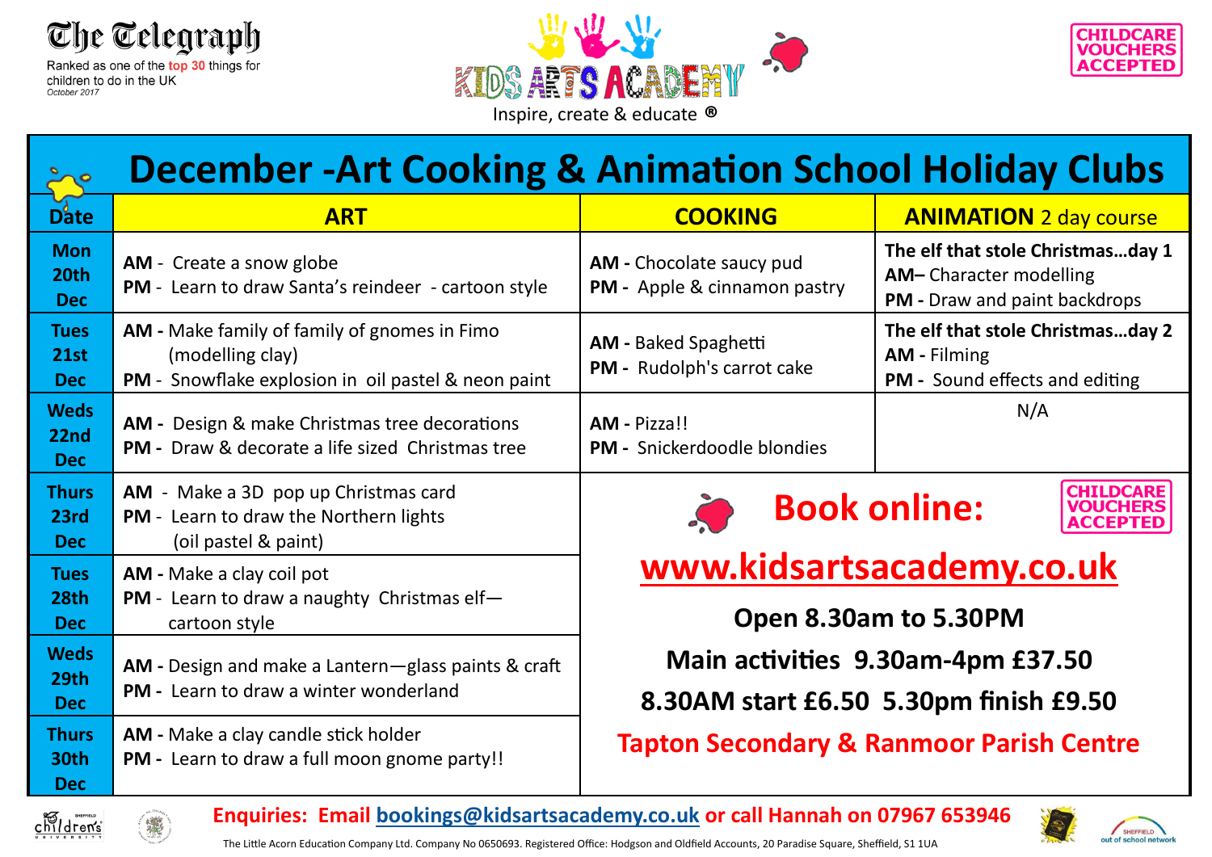The Telegraph
Ranked as one of the top 30 things for children to do in the UK
October 2017

KIDS ARTS ACADEMY
Inspire, create & educate ®

CHILDCARE VOUCHERS ACCEPTED

# December -Art Cooking & Animation School Holiday Clubs

| Date | ART | COOKING | ANIMATION 2 day course |
|---|---|---|---|
| Mon 20th Dec | **AM** - Create a snow globe<br>**PM** - Learn to draw Santa's reindeer - cartoon style | **AM -** Chocolate saucy pud<br>**PM -** Apple & cinnamon pastry | **The elf that stole Christmas…day 1**<br>**AM–** Character modelling<br>**PM -** Draw and paint backdrops |
| Tues 21st Dec | **AM -** Make family of family of gnomes in Fimo (modelling clay)<br>**PM** - Snowflake explosion in oil pastel & neon paint | **AM -** Baked Spaghetti<br>**PM -** Rudolph's carrot cake | **The elf that stole Christmas…day 2**<br>**AM -** Filming<br>**PM -** Sound effects and editing |
| Weds 22nd Dec | **AM -** Design & make Christmas tree decorations<br>**PM -** Draw & decorate a life sized Christmas tree | **AM -** Pizza!!<br>**PM -** Snickerdoodle blondies | N/A |
| Thurs 23rd Dec | **AM** - Make a 3D pop up Christmas card<br>**PM** - Learn to draw the Northern lights (oil pastel & paint) | | |
| Tues 28th Dec | **AM -** Make a clay coil pot<br>**PM** - Learn to draw a naughty Christmas elf—cartoon style | | |
| Weds 29th Dec | **AM -** Design and make a Lantern—glass paints & craft<br>**PM -** Learn to draw a winter wonderland | | |
| Thurs 30th Dec | **AM -** Make a clay candle stick holder<br>**PM -** Learn to draw a full moon gnome party!! | | |

## Book online:

CHILDCARE VOUCHERS ACCEPTED

**www.kidsartsacademy.co.uk**

**Open 8.30am to 5.30PM**

**Main activities 9.30am-4pm £37.50**

**8.30AM start £6.50 5.30pm finish £9.50**

**Tapton Secondary & Ranmoor Parish Centre**

**Enquiries: Email bookings@kidsartsacademy.co.uk or call Hannah on 07967 653946**

The Little Acorn Education Company Ltd. Company No 0650693. Registered Office: Hodgson and Oldfield Accounts, 20 Paradise Square, Sheffield, S1 1UA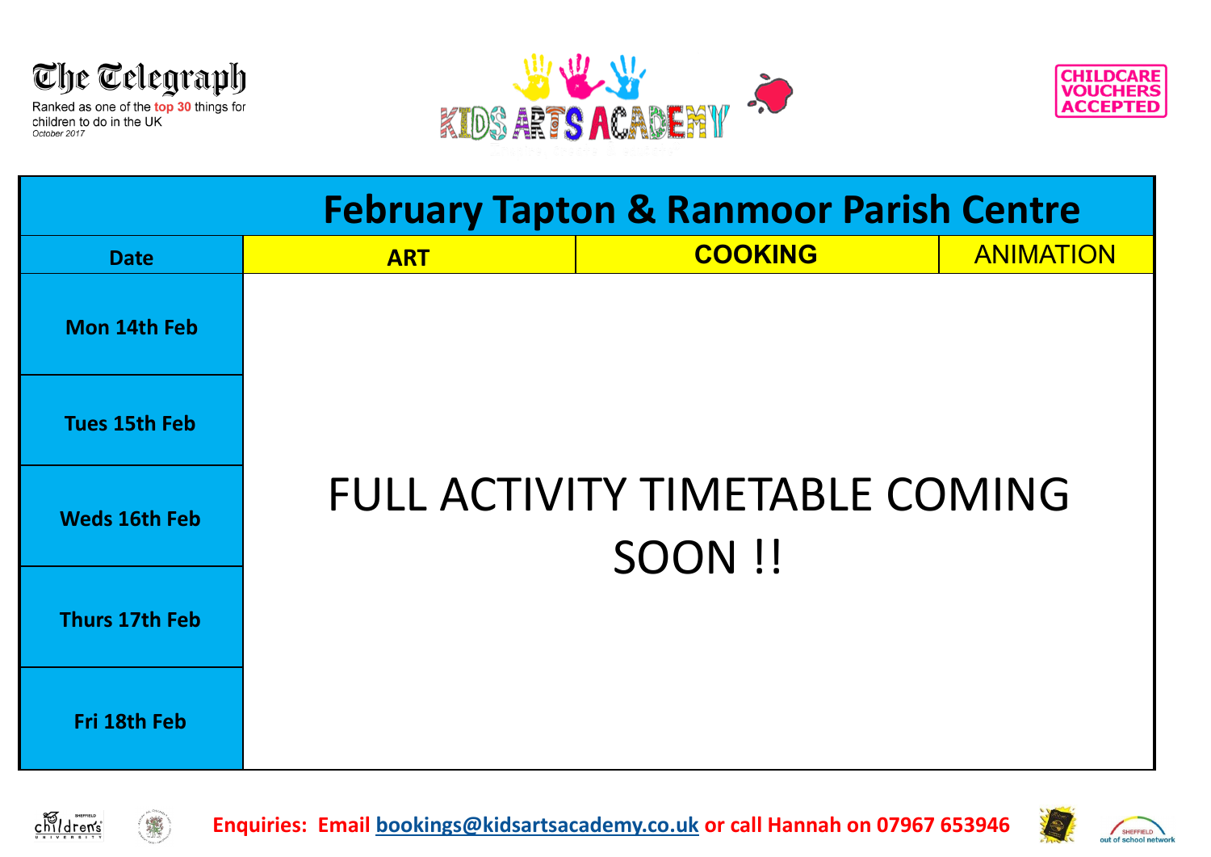The Telegraph

Ranked as one of the top 30 things for children to do in the UK

*October 2017*

KIDS ARTS ACADEMY

CHILDCARE VOUCHERS ACCEPTED

| February Tapton & Ranmoor Parish Centre | | | |
|---|---|---|---|
| **Date** | **ART** | **COOKING** | ANIMATION |
| **Mon 14th Feb** | FULL ACTIVITY TIMETABLE COMING SOON !! | | |
| **Tues 15th Feb** | | | |
| **Weds 16th Feb** | | | |
| **Thurs 17th Feb** | | | |
| **Fri 18th Feb** | | | |

**Enquiries: Email [bookings@kidsartsacademy.co.uk](mailto:bookings@kidsartsacademy.co.uk) or call Hannah on 07967 653946**